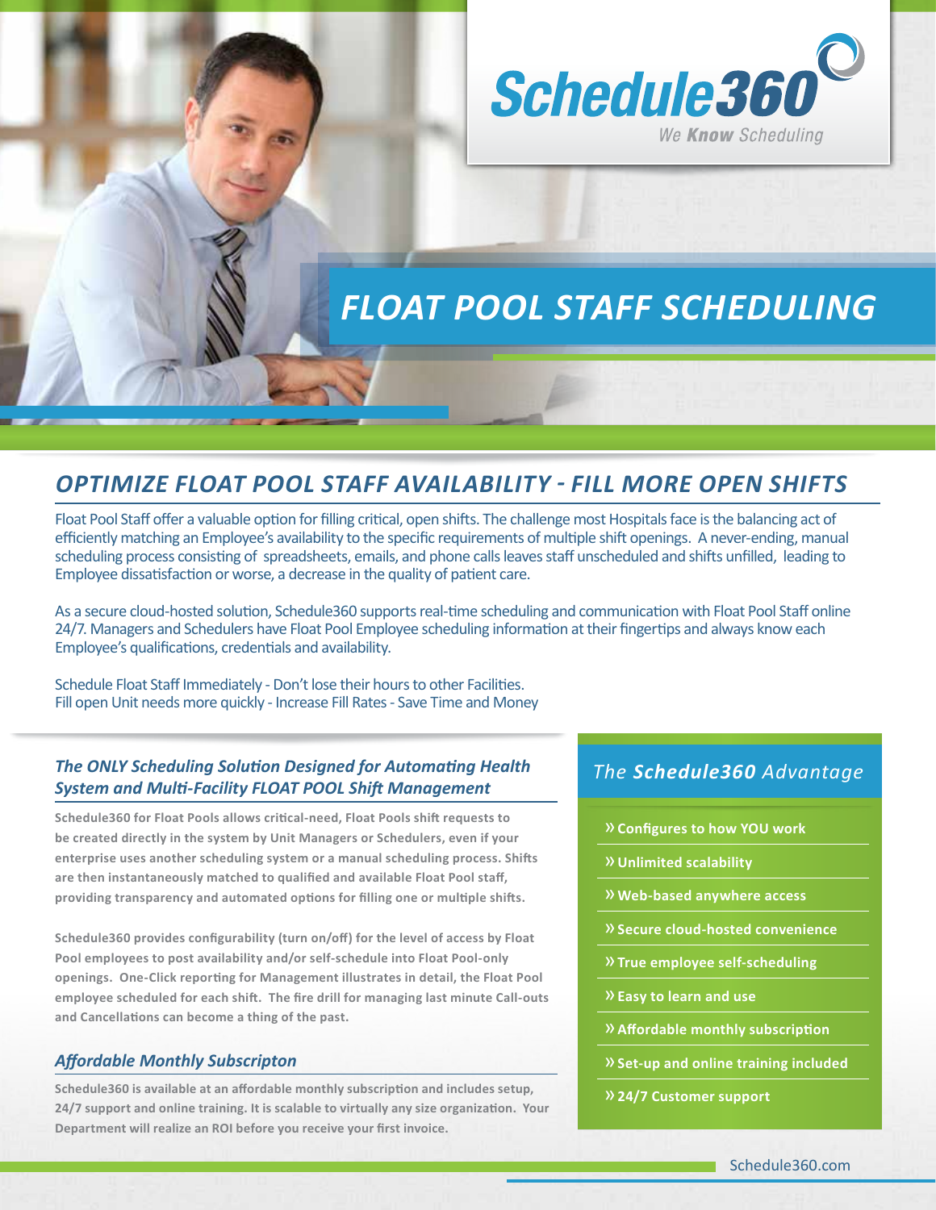Schedule360

We **Know** Scheduling

# FLOAT POOL STAFF SCHEDULING

## OPTIMIZE FLOAT POOL STAFF AVAILABILITY - FILL MORE OPEN SHIFTS

Float Pool Staff offer a valuable option for filling critical, open shifts. The challenge most Hospitals face is the balancing act of efficiently matching an Employee's availability to the specific requirements of multiple shift openings. A never-ending, manual scheduling process consisting of spreadsheets, emails, and phone calls leaves staff unscheduled and shifts unfilled, leading to Employee dissatisfaction or worse, a decrease in the quality of patient care.

As a secure cloud-hosted solution, Schedule360 supports real-time scheduling and communication with Float Pool Staff online 24/7. Managers and Schedulers have Float Pool Employee scheduling information at their fingertips and always know each Employee's qualifications, credentials and availability.

Schedule Float Staff Immediately - Don't lose their hours to other Facilities.
Fill open Unit needs more quickly - Increase Fill Rates - Save Time and Money

### *The ONLY Scheduling Solution Designed for Automating Health System and Multi-Facility FLOAT POOL Shift Management*

**Schedule360 for Float Pools allows critical-need, Float Pools shift requests to be created directly in the system by Unit Managers or Schedulers, even if your enterprise uses another scheduling system or a manual scheduling process. Shifts are then instantaneously matched to qualified and available Float Pool staff, providing transparency and automated options for filling one or multiple shifts.**

**Schedule360 provides configurability (turn on/off) for the level of access by Float Pool employees to post availability and/or self-schedule into Float Pool-only openings. One-Click reporting for Management illustrates in detail, the Float Pool employee scheduled for each shift. The fire drill for managing last minute Call-outs and Cancellations can become a thing of the past.**

### *Affordable Monthly Subscripton*

**Schedule360 is available at an affordable monthly subscription and includes setup, 24/7 support and online training. It is scalable to virtually any size organization. Your Department will realize an ROI before you receive your first invoice.**

### *The **Schedule360** Advantage*

- » **Configures to how YOU work**
- » **Unlimited scalability**
- » **Web-based anywhere access**
- » **Secure cloud-hosted convenience**
- » **True employee self-scheduling**
- » **Easy to learn and use**
- » **Affordable monthly subscription**
- » **Set-up and online training included**
- » **24/7 Customer support**

Schedule360.com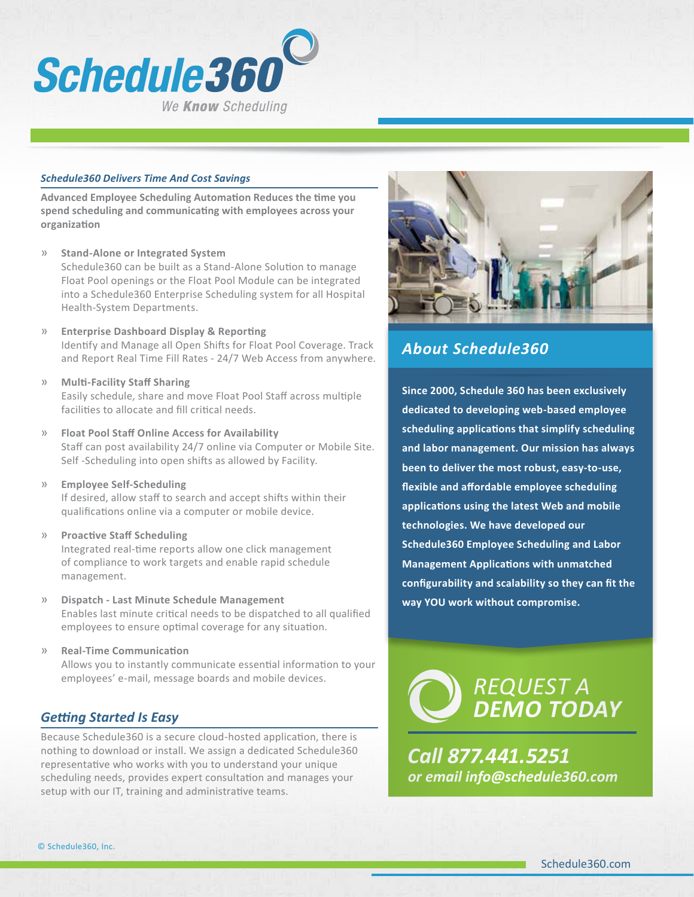# Schedule360

We **Know** Scheduling

## *Schedule360 Delivers Time And Cost Savings*

**Advanced Employee Scheduling Automation Reduces the time you spend scheduling and communicating with employees across your organization**

- **Stand-Alone or Integrated System**
  Schedule360 can be built as a Stand-Alone Solution to manage Float Pool openings or the Float Pool Module can be integrated into a Schedule360 Enterprise Scheduling system for all Hospital Health-System Departments.
- **Enterprise Dashboard Display & Reporting**
  Identify and Manage all Open Shifts for Float Pool Coverage. Track and Report Real Time Fill Rates - 24/7 Web Access from anywhere.
- **Multi-Facility Staff Sharing**
  Easily schedule, share and move Float Pool Staff across multiple facilities to allocate and fill critical needs.
- **Float Pool Staff Online Access for Availability**
  Staff can post availability 24/7 online via Computer or Mobile Site. Self -Scheduling into open shifts as allowed by Facility.
- **Employee Self-Scheduling**
  If desired, allow staff to search and accept shifts within their qualifications online via a computer or mobile device.
- **Proactive Staff Scheduling**
  Integrated real-time reports allow one click management of compliance to work targets and enable rapid schedule management.
- **Dispatch - Last Minute Schedule Management**
  Enables last minute critical needs to be dispatched to all qualified employees to ensure optimal coverage for any situation.
- **Real-Time Communication**
  Allows you to instantly communicate essential information to your employees' e-mail, message boards and mobile devices.

## *Getting Started Is Easy*

Because Schedule360 is a secure cloud-hosted application, there is nothing to download or install. We assign a dedicated Schedule360 representative who works with you to understand your unique scheduling needs, provides expert consultation and manages your setup with our IT, training and administrative teams.

## *About Schedule360*

**Since 2000, Schedule 360 has been exclusively dedicated to developing web-based employee scheduling applications that simplify scheduling and labor management. Our mission has always been to deliver the most robust, easy-to-use, flexible and affordable employee scheduling applications using the latest Web and mobile technologies. We have developed our Schedule360 Employee Scheduling and Labor Management Applications with unmatched configurability and scalability so they can fit the way YOU work without compromise.**

*REQUEST A **DEMO TODAY***

***Call 877.441.5251***
***or email info@schedule360.com***

© Schedule360, Inc.

Schedule360.com